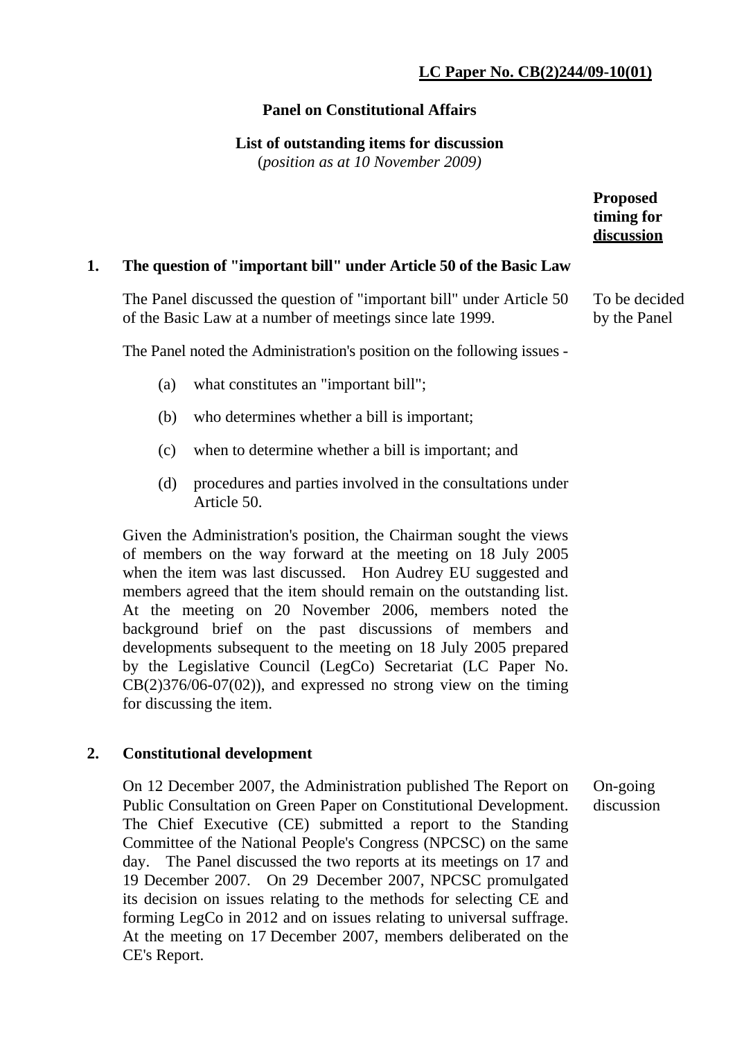**LC Paper No. CB(2)244/09-10(01)**

## Panel on Constitutional Affairs

### List of outstanding items for discussion

(*position as at 10 November 2009)*

**Proposed timing for discussion**

### 1. The question of "important bill" under Article 50 of the Basic Law

The Panel discussed the question of "important bill" under Article 50 of the Basic Law at a number of meetings since late 1999.

*Proposed timing for discussion:* To be decided by the Panel

The Panel noted the Administration's position on the following issues -

(a) what constitutes an "important bill";

(b) who determines whether a bill is important;

(c) when to determine whether a bill is important; and

(d) procedures and parties involved in the consultations under Article 50.

Given the Administration's position, the Chairman sought the views of members on the way forward at the meeting on 18 July 2005 when the item was last discussed. Hon Audrey EU suggested and members agreed that the item should remain on the outstanding list. At the meeting on 20 November 2006, members noted the background brief on the past discussions of members and developments subsequent to the meeting on 18 July 2005 prepared by the Legislative Council (LegCo) Secretariat (LC Paper No. CB(2)376/06-07(02)), and expressed no strong view on the timing for discussing the item.

### 2. Constitutional development

On 12 December 2007, the Administration published The Report on Public Consultation on Green Paper on Constitutional Development. The Chief Executive (CE) submitted a report to the Standing Committee of the National People's Congress (NPCSC) on the same day. The Panel discussed the two reports at its meetings on 17 and 19 December 2007. On 29 December 2007, NPCSC promulgated its decision on issues relating to the methods for selecting CE and forming LegCo in 2012 and on issues relating to universal suffrage. At the meeting on 17 December 2007, members deliberated on the CE's Report.

*Proposed timing for discussion:* On-going discussion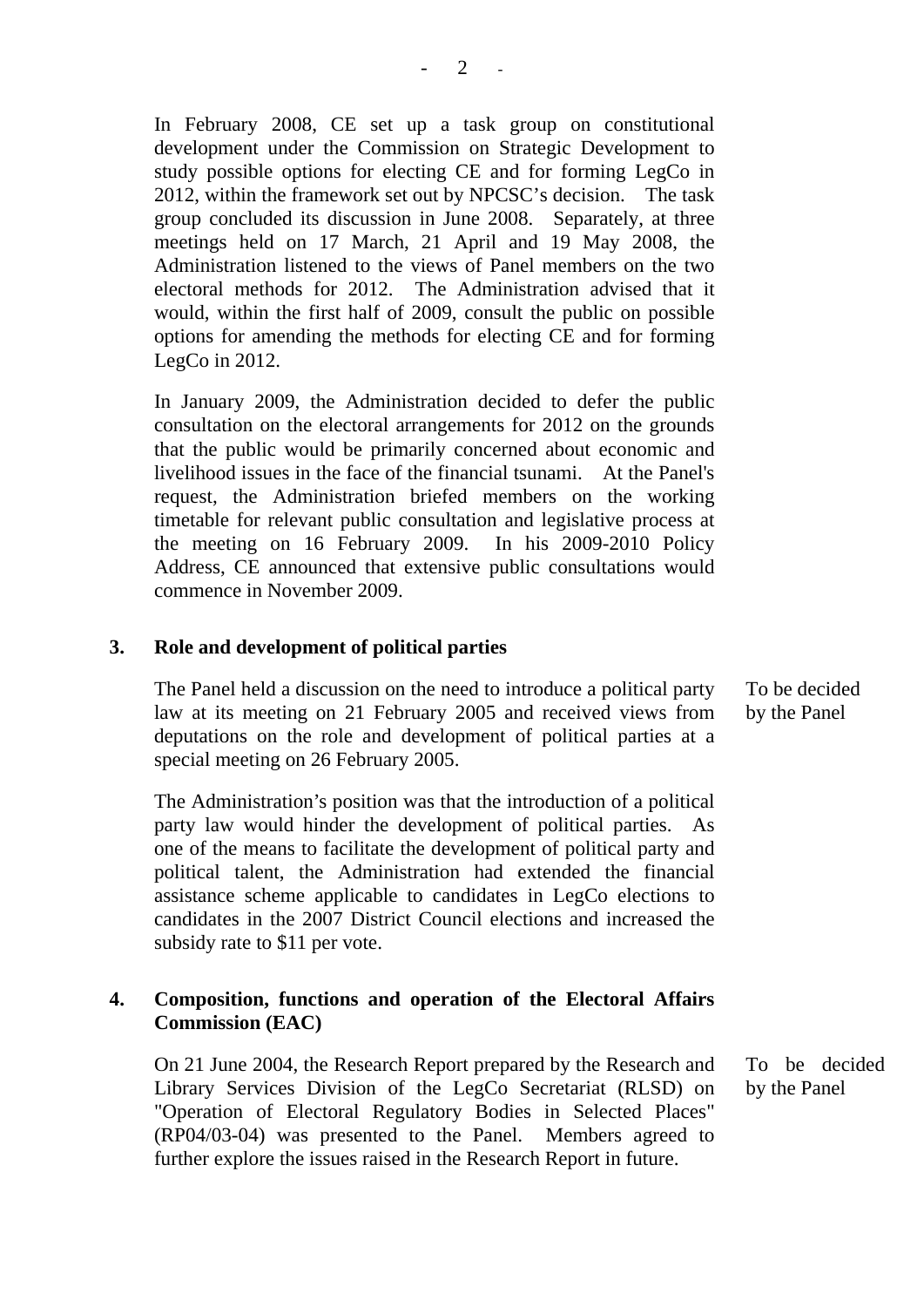In February 2008, CE set up a task group on constitutional development under the Commission on Strategic Development to study possible options for electing CE and for forming LegCo in 2012, within the framework set out by NPCSC's decision. The task group concluded its discussion in June 2008. Separately, at three meetings held on 17 March, 21 April and 19 May 2008, the Administration listened to the views of Panel members on the two electoral methods for 2012. The Administration advised that it would, within the first half of 2009, consult the public on possible options for amending the methods for electing CE and for forming LegCo in 2012.

In January 2009, the Administration decided to defer the public consultation on the electoral arrangements for 2012 on the grounds that the public would be primarily concerned about economic and livelihood issues in the face of the financial tsunami. At the Panel's request, the Administration briefed members on the working timetable for relevant public consultation and legislative process at the meeting on 16 February 2009. In his 2009-2010 Policy Address, CE announced that extensive public consultations would commence in November 2009.

## 3. Role and development of political parties

The Panel held a discussion on the need to introduce a political party law at its meeting on 21 February 2005 and received views from deputations on the role and development of political parties at a special meeting on 26 February 2005.

*To be decided by the Panel*

The Administration's position was that the introduction of a political party law would hinder the development of political parties. As one of the means to facilitate the development of political party and political talent, the Administration had extended the financial assistance scheme applicable to candidates in LegCo elections to candidates in the 2007 District Council elections and increased the subsidy rate to $11 per vote.

## 4. Composition, functions and operation of the Electoral Affairs Commission (EAC)

On 21 June 2004, the Research Report prepared by the Research and Library Services Division of the LegCo Secretariat (RLSD) on "Operation of Electoral Regulatory Bodies in Selected Places" (RP04/03-04) was presented to the Panel. Members agreed to further explore the issues raised in the Research Report in future.

*To be decided by the Panel*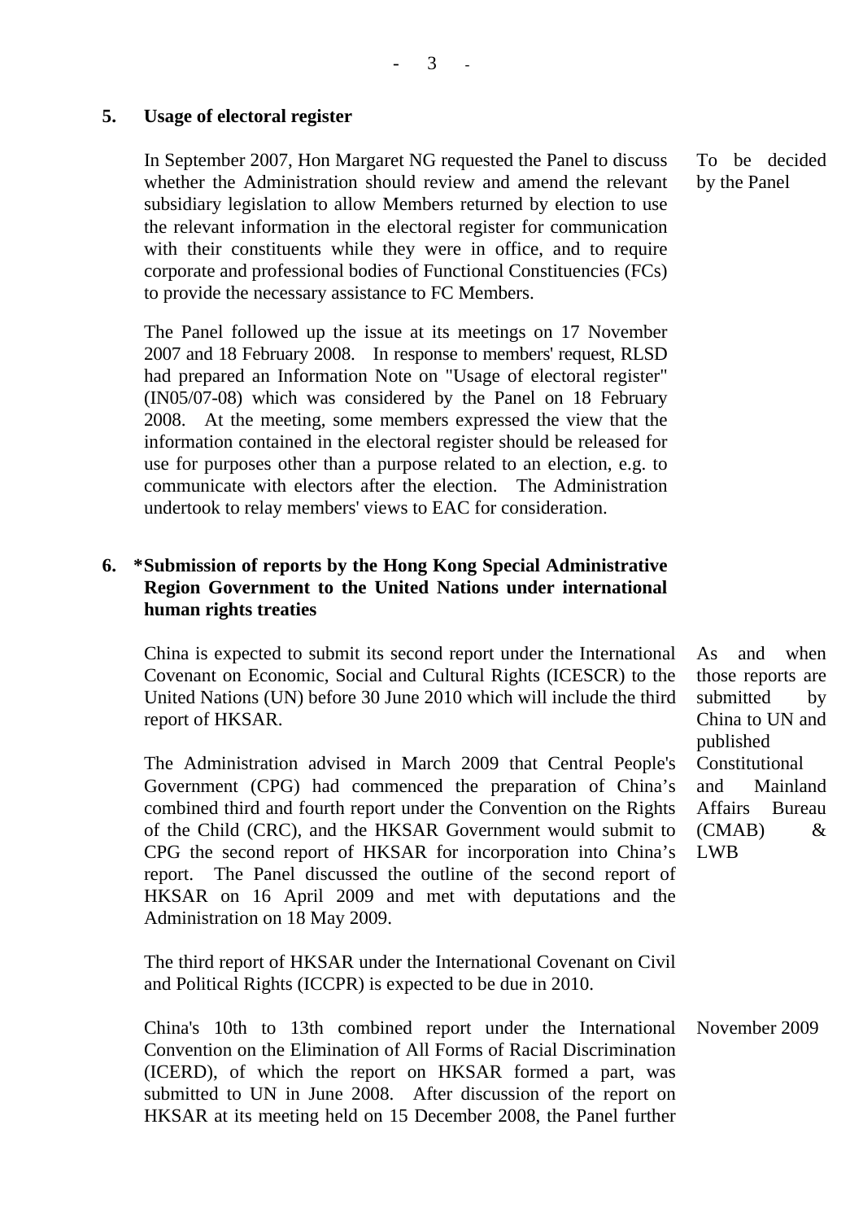**5. Usage of electoral register**

| | |
|---|---|
| In September 2007, Hon Margaret NG requested the Panel to discuss whether the Administration should review and amend the relevant subsidiary legislation to allow Members returned by election to use the relevant information in the electoral register for communication with their constituents while they were in office, and to require corporate and professional bodies of Functional Constituencies (FCs) to provide the necessary assistance to FC Members. | To be decided by the Panel |
| The Panel followed up the issue at its meetings on 17 November 2007 and 18 February 2008. In response to members' request, RLSD had prepared an Information Note on "Usage of electoral register" (IN05/07-08) which was considered by the Panel on 18 February 2008. At the meeting, some members expressed the view that the information contained in the electoral register should be released for use for purposes other than a purpose related to an election, e.g. to communicate with electors after the election. The Administration undertook to relay members' views to EAC for consideration. | |

**6. \*Submission of reports by the Hong Kong Special Administrative Region Government to the United Nations under international human rights treaties**

| | |
|---|---|
| China is expected to submit its second report under the International Covenant on Economic, Social and Cultural Rights (ICESCR) to the United Nations (UN) before 30 June 2010 which will include the third report of HKSAR. | As and when those reports are submitted by China to UN and published |
| The Administration advised in March 2009 that Central People's Government (CPG) had commenced the preparation of China's combined third and fourth report under the Convention on the Rights of the Child (CRC), and the HKSAR Government would submit to CPG the second report of HKSAR for incorporation into China's report. The Panel discussed the outline of the second report of HKSAR on 16 April 2009 and met with deputations and the Administration on 18 May 2009. | Constitutional and Mainland Affairs Bureau (CMAB) & LWB |
| The third report of HKSAR under the International Covenant on Civil and Political Rights (ICCPR) is expected to be due in 2010. | |
| China's 10th to 13th combined report under the International Convention on the Elimination of All Forms of Racial Discrimination (ICERD), of which the report on HKSAR formed a part, was submitted to UN in June 2008. After discussion of the report on HKSAR at its meeting held on 15 December 2008, the Panel further | November 2009 |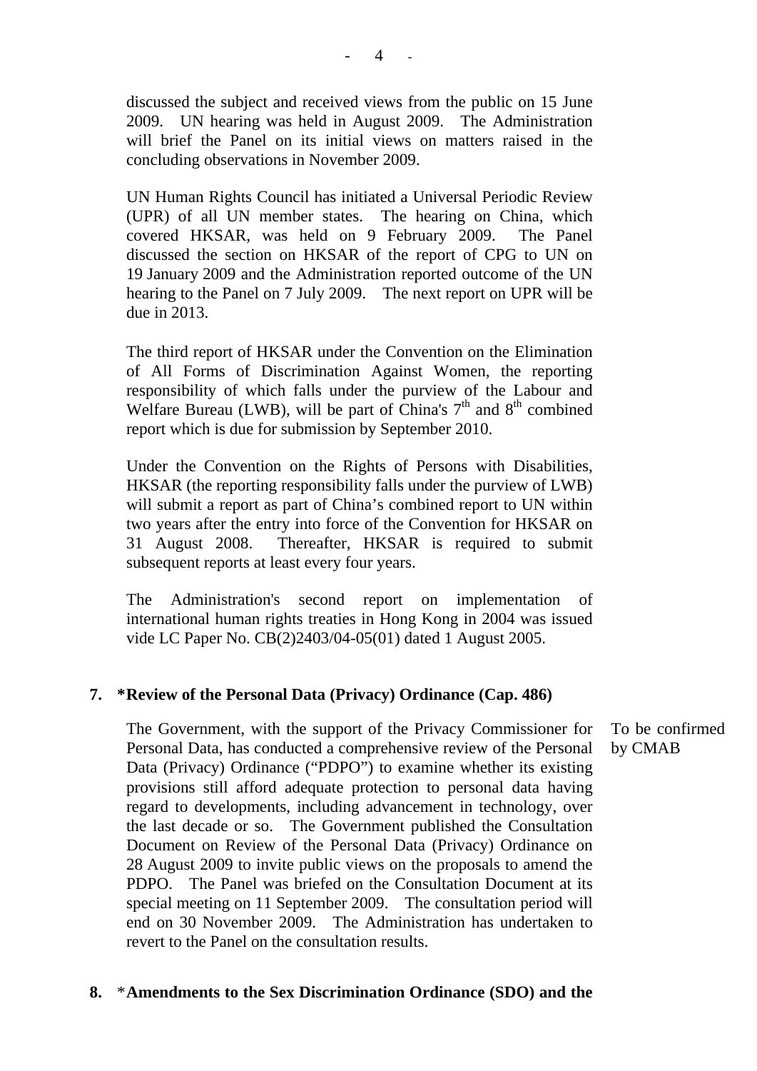discussed the subject and received views from the public on 15 June 2009. UN hearing was held in August 2009. The Administration will brief the Panel on its initial views on matters raised in the concluding observations in November 2009.

UN Human Rights Council has initiated a Universal Periodic Review (UPR) of all UN member states. The hearing on China, which covered HKSAR, was held on 9 February 2009. The Panel discussed the section on HKSAR of the report of CPG to UN on 19 January 2009 and the Administration reported outcome of the UN hearing to the Panel on 7 July 2009. The next report on UPR will be due in 2013.

The third report of HKSAR under the Convention on the Elimination of All Forms of Discrimination Against Women, the reporting responsibility of which falls under the purview of the Labour and Welfare Bureau (LWB), will be part of China's 7th and 8th combined report which is due for submission by September 2010.

Under the Convention on the Rights of Persons with Disabilities, HKSAR (the reporting responsibility falls under the purview of LWB) will submit a report as part of China's combined report to UN within two years after the entry into force of the Convention for HKSAR on 31 August 2008. Thereafter, HKSAR is required to submit subsequent reports at least every four years.

The Administration's second report on implementation of international human rights treaties in Hong Kong in 2004 was issued vide LC Paper No. CB(2)2403/04-05(01) dated 1 August 2005.

**7. *Review of the Personal Data (Privacy) Ordinance (Cap. 486)**

The Government, with the support of the Privacy Commissioner for Personal Data, has conducted a comprehensive review of the Personal Data (Privacy) Ordinance ("PDPO") to examine whether its existing provisions still afford adequate protection to personal data having regard to developments, including advancement in technology, over the last decade or so. The Government published the Consultation Document on Review of the Personal Data (Privacy) Ordinance on 28 August 2009 to invite public views on the proposals to amend the PDPO. The Panel was briefed on the Consultation Document at its special meeting on 11 September 2009. The consultation period will end on 30 November 2009. The Administration has undertaken to revert to the Panel on the consultation results.

To be confirmed by CMAB

**8. *Amendments to the Sex Discrimination Ordinance (SDO) and the**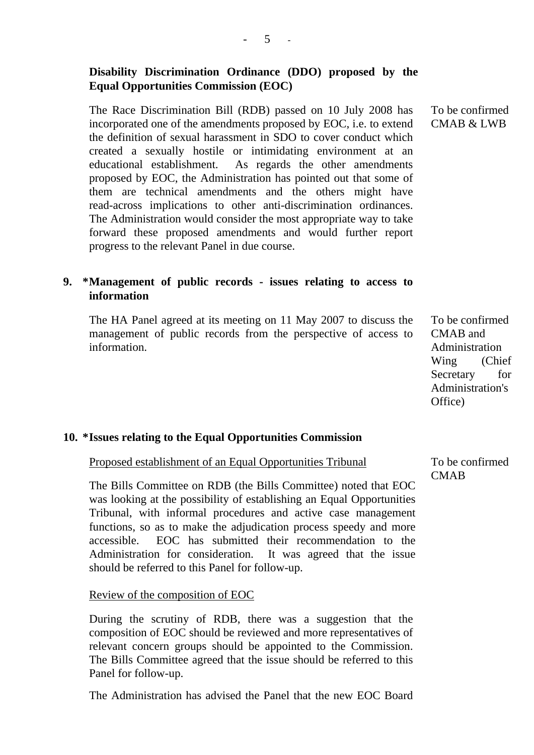**Disability Discrimination Ordinance (DDO) proposed by the Equal Opportunities Commission (EOC)**

The Race Discrimination Bill (RDB) passed on 10 July 2008 has incorporated one of the amendments proposed by EOC, i.e. to extend the definition of sexual harassment in SDO to cover conduct which created a sexually hostile or intimidating environment at an educational establishment. As regards the other amendments proposed by EOC, the Administration has pointed out that some of them are technical amendments and the others might have read-across implications to other anti-discrimination ordinances. The Administration would consider the most appropriate way to take forward these proposed amendments and would further report progress to the relevant Panel in due course.

To be confirmed
CMAB & LWB

**9. *Management of public records - issues relating to access to information**

The HA Panel agreed at its meeting on 11 May 2007 to discuss the management of public records from the perspective of access to information.

To be confirmed
CMAB and Administration Wing (Chief Secretary for Administration's Office)

**10. *Issues relating to the Equal Opportunities Commission**

<u>Proposed establishment of an Equal Opportunities Tribunal</u>

To be confirmed
CMAB

The Bills Committee on RDB (the Bills Committee) noted that EOC was looking at the possibility of establishing an Equal Opportunities Tribunal, with informal procedures and active case management functions, so as to make the adjudication process speedy and more accessible. EOC has submitted their recommendation to the Administration for consideration. It was agreed that the issue should be referred to this Panel for follow-up.

<u>Review of the composition of EOC</u>

During the scrutiny of RDB, there was a suggestion that the composition of EOC should be reviewed and more representatives of relevant concern groups should be appointed to the Commission. The Bills Committee agreed that the issue should be referred to this Panel for follow-up.

The Administration has advised the Panel that the new EOC Board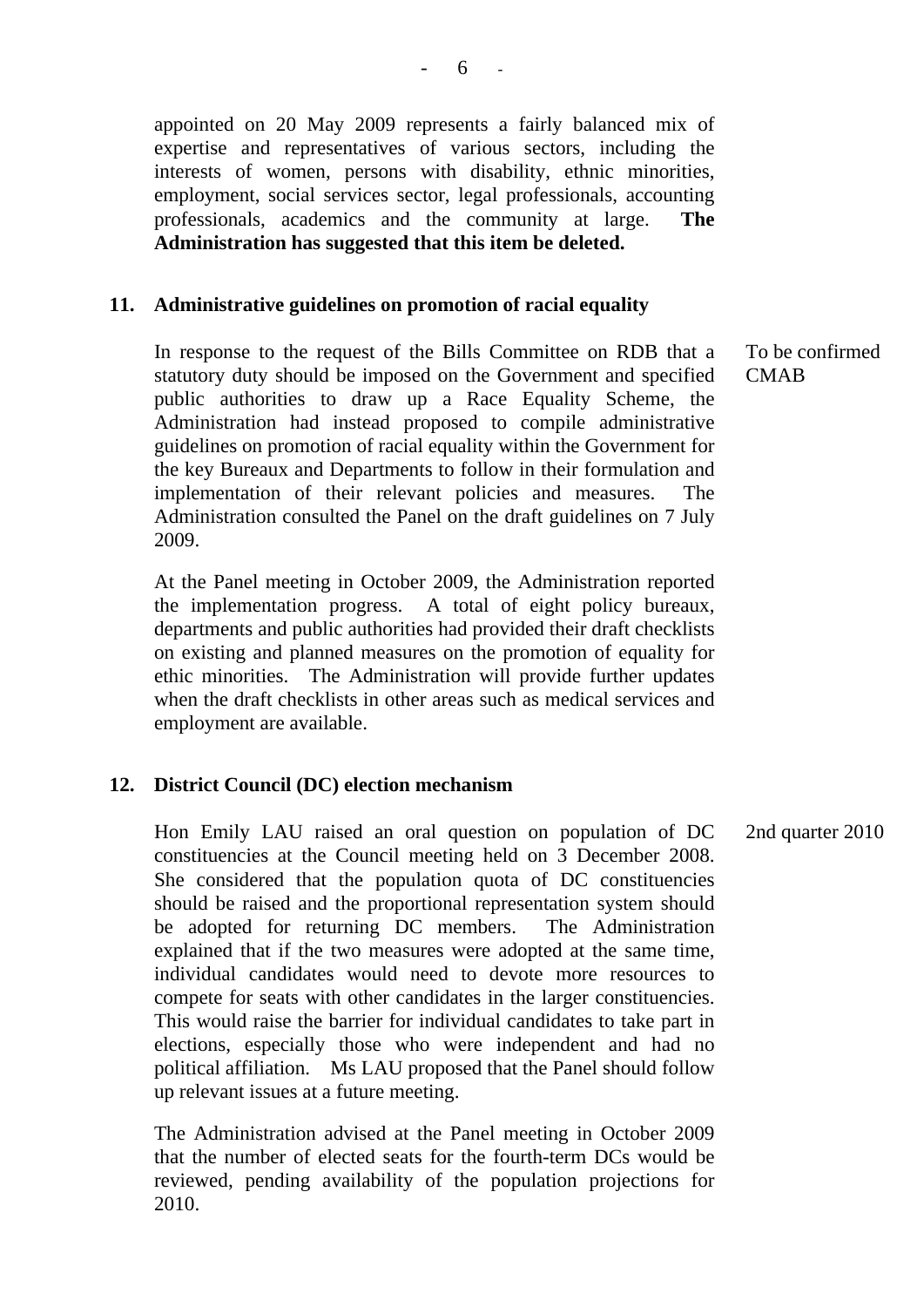appointed on 20 May 2009 represents a fairly balanced mix of expertise and representatives of various sectors, including the interests of women, persons with disability, ethnic minorities, employment, social services sector, legal professionals, accounting professionals, academics and the community at large. **The Administration has suggested that this item be deleted.**

**11. Administrative guidelines on promotion of racial equality**

To be confirmed CMAB

In response to the request of the Bills Committee on RDB that a statutory duty should be imposed on the Government and specified public authorities to draw up a Race Equality Scheme, the Administration had instead proposed to compile administrative guidelines on promotion of racial equality within the Government for the key Bureaux and Departments to follow in their formulation and implementation of their relevant policies and measures. The Administration consulted the Panel on the draft guidelines on 7 July 2009.

At the Panel meeting in October 2009, the Administration reported the implementation progress. A total of eight policy bureaux, departments and public authorities had provided their draft checklists on existing and planned measures on the promotion of equality for ethic minorities. The Administration will provide further updates when the draft checklists in other areas such as medical services and employment are available.

**12. District Council (DC) election mechanism**

2nd quarter 2010

Hon Emily LAU raised an oral question on population of DC constituencies at the Council meeting held on 3 December 2008. She considered that the population quota of DC constituencies should be raised and the proportional representation system should be adopted for returning DC members. The Administration explained that if the two measures were adopted at the same time, individual candidates would need to devote more resources to compete for seats with other candidates in the larger constituencies. This would raise the barrier for individual candidates to take part in elections, especially those who were independent and had no political affiliation. Ms LAU proposed that the Panel should follow up relevant issues at a future meeting.

The Administration advised at the Panel meeting in October 2009 that the number of elected seats for the fourth-term DCs would be reviewed, pending availability of the population projections for 2010.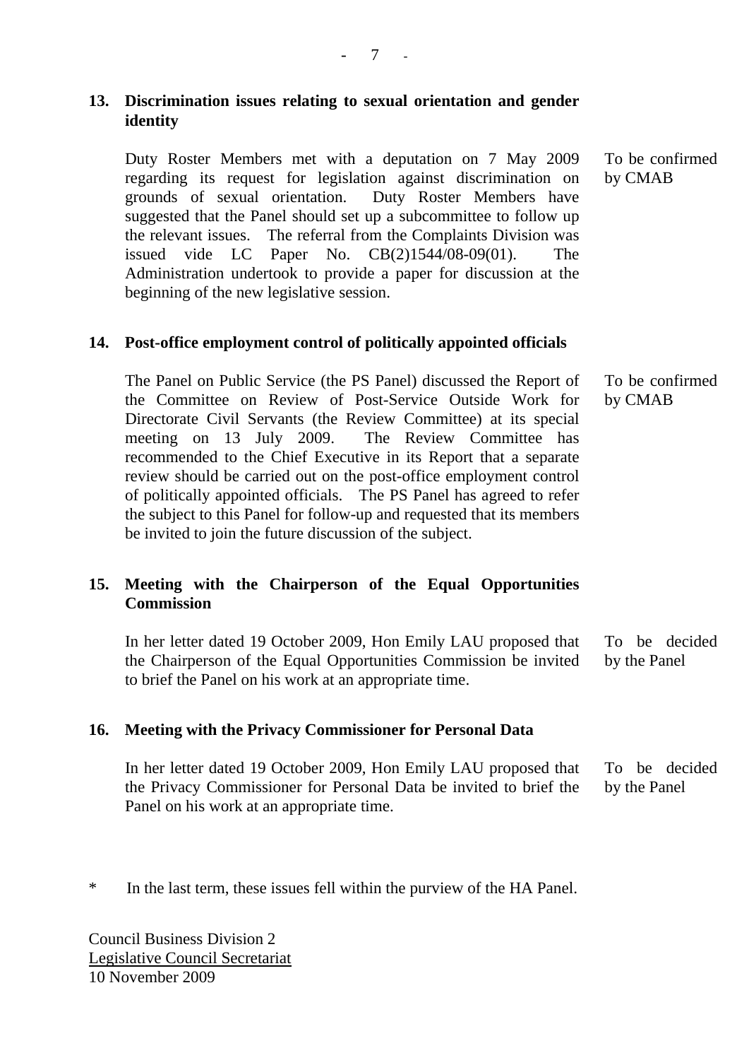**13. Discrimination issues relating to sexual orientation and gender identity**

Duty Roster Members met with a deputation on 7 May 2009 regarding its request for legislation against discrimination on grounds of sexual orientation. Duty Roster Members have suggested that the Panel should set up a subcommittee to follow up the relevant issues. The referral from the Complaints Division was issued vide LC Paper No. CB(2)1544/08-09(01). The Administration undertook to provide a paper for discussion at the beginning of the new legislative session.

To be confirmed by CMAB

**14. Post-office employment control of politically appointed officials**

The Panel on Public Service (the PS Panel) discussed the Report of the Committee on Review of Post-Service Outside Work for Directorate Civil Servants (the Review Committee) at its special meeting on 13 July 2009. The Review Committee has recommended to the Chief Executive in its Report that a separate review should be carried out on the post-office employment control of politically appointed officials. The PS Panel has agreed to refer the subject to this Panel for follow-up and requested that its members be invited to join the future discussion of the subject.

To be confirmed by CMAB

**15. Meeting with the Chairperson of the Equal Opportunities Commission**

In her letter dated 19 October 2009, Hon Emily LAU proposed that the Chairperson of the Equal Opportunities Commission be invited to brief the Panel on his work at an appropriate time.

To be decided by the Panel

**16. Meeting with the Privacy Commissioner for Personal Data**

In her letter dated 19 October 2009, Hon Emily LAU proposed that the Privacy Commissioner for Personal Data be invited to brief the Panel on his work at an appropriate time.

To be decided by the Panel

\* In the last term, these issues fell within the purview of the HA Panel.

Council Business Division 2
Legislative Council Secretariat
10 November 2009